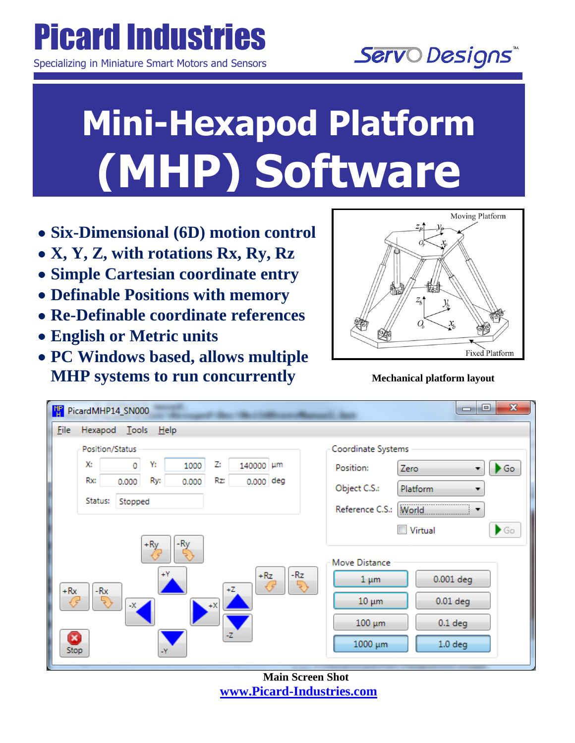# Picard Industries

Specializing in Miniature Smart Motors and Sensors

Servo Designs™

# Mini-Hexapod Platform (MHP) Software

- **Six-Dimensional (6D) motion control**
- **X, Y, Z, with rotations Rx, Ry, Rz**
- **Simple Cartesian coordinate entry**
- **Definable Positions with memory**
- **Re-Definable coordinate references**
- **English or Metric units**
- **PC Windows based, allows multiple MHP systems to run concurrently**

Moving Platform

Fixed Platform

**Mechanical platform layout**

PicardMHP14_SN000

File Hexapod Tools Help

Position/Status

X: 0 Y: 1000 Z: 140000 µm

Rx: 0.000 Ry: 0.000 Rz: 0.000 deg

Status: Stopped

Coordinate Systems

Position: Zero Go

Object C.S.: Platform

Reference C.S.: World

Virtual Go

Move Distance

1 µm 0.001 deg

10 µm 0.01 deg

100 µm 0.1 deg

1000 µm 1.0 deg

+Ry -Ry +Rz -Rz +Rx -Rx +Y -Y +X -X +Z -Z Stop

**Main Screen Shot**

**www.Picard-Industries.com**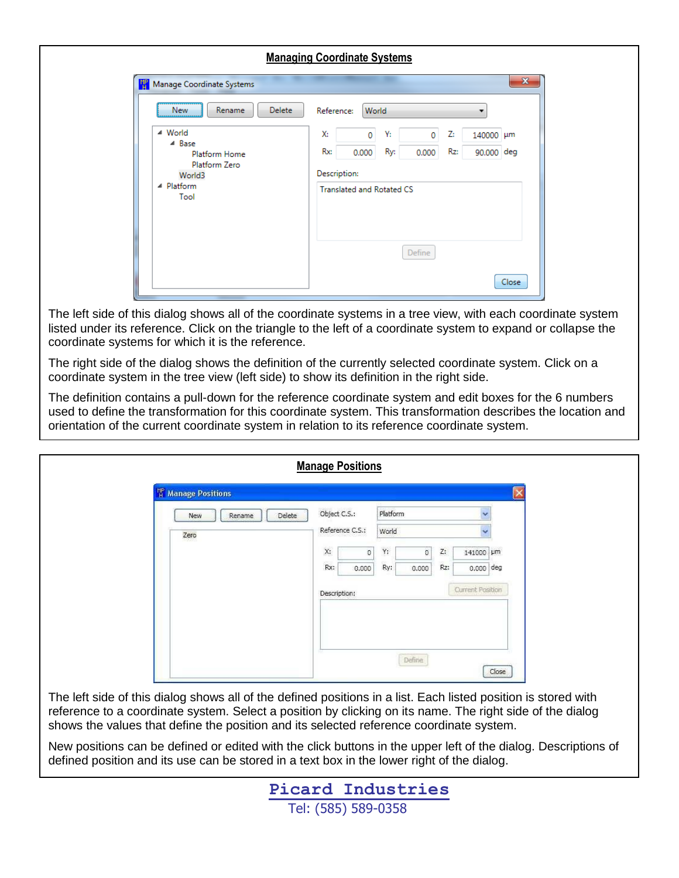## Managing Coordinate Systems

The left side of this dialog shows all of the coordinate systems in a tree view, with each coordinate system listed under its reference. Click on the triangle to the left of a coordinate system to expand or collapse the coordinate systems for which it is the reference.

The right side of the dialog shows the definition of the currently selected coordinate system. Click on a coordinate system in the tree view (left side) to show its definition in the right side.

The definition contains a pull-down for the reference coordinate system and edit boxes for the 6 numbers used to define the transformation for this coordinate system. This transformation describes the location and orientation of the current coordinate system in relation to its reference coordinate system.

## Manage Positions

The left side of this dialog shows all of the defined positions in a list. Each listed position is stored with reference to a coordinate system. Select a position by clicking on its name. The right side of the dialog shows the values that define the position and its selected reference coordinate system.

New positions can be defined or edited with the click buttons in the upper left of the dialog. Descriptions of defined position and its use can be stored in a text box in the lower right of the dialog.

**Picard Industries**

Tel: (585) 589-0358